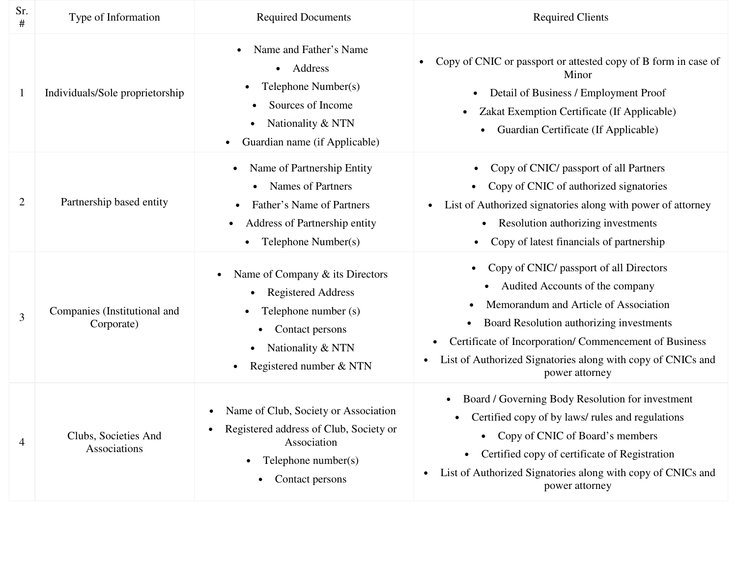| Sr. # | Type of Information | Required Documents | Required Clients |
|---|---|---|---|
| 1 | Individuals/Sole proprietorship | • Name and Father's Name<br>• Address<br>• Telephone Number(s)<br>• Sources of Income<br>• Nationality & NTN<br>• Guardian name (if Applicable) | • Copy of CNIC or passport or attested copy of B form in case of Minor<br>• Detail of Business / Employment Proof<br>• Zakat Exemption Certificate (If Applicable)<br>• Guardian Certificate (If Applicable) |
| 2 | Partnership based entity | • Name of Partnership Entity<br>• Names of Partners<br>• Father's Name of Partners<br>• Address of Partnership entity<br>• Telephone Number(s) | • Copy of CNIC/ passport of all Partners<br>• Copy of CNIC of authorized signatories<br>• List of Authorized signatories along with power of attorney<br>• Resolution authorizing investments<br>• Copy of latest financials of partnership |
| 3 | Companies (Institutional and Corporate) | • Name of Company & its Directors<br>• Registered Address<br>• Telephone number (s)<br>• Contact persons<br>• Nationality & NTN<br>• Registered number & NTN | • Copy of CNIC/ passport of all Directors<br>• Audited Accounts of the company<br>• Memorandum and Article of Association<br>• Board Resolution authorizing investments<br>• Certificate of Incorporation/ Commencement of Business<br>• List of Authorized Signatories along with copy of CNICs and power attorney |
| 4 | Clubs, Societies And Associations | • Name of Club, Society or Association<br>• Registered address of Club, Society or Association<br>• Telephone number(s)<br>• Contact persons | • Board / Governing Body Resolution for investment<br>• Certified copy of by laws/ rules and regulations<br>• Copy of CNIC of Board's members<br>• Certified copy of certificate of Registration<br>• List of Authorized Signatories along with copy of CNICs and power attorney |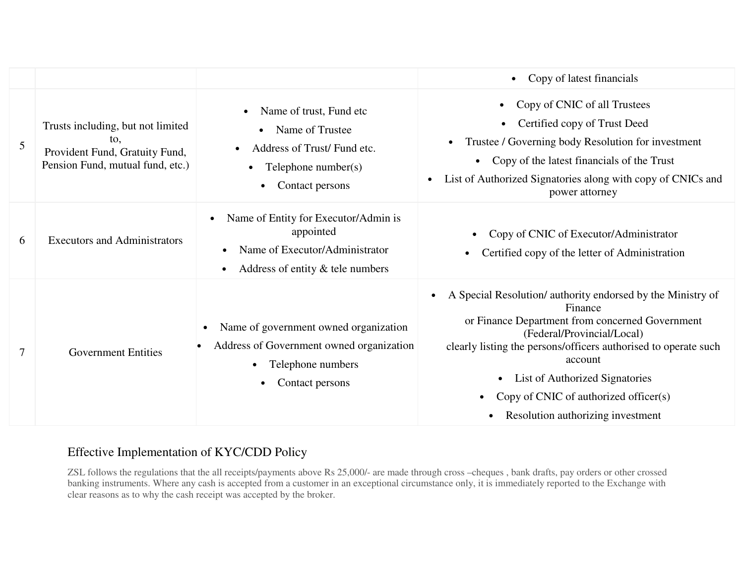| | | | |
|---|---|---|---|
| | | | • Copy of latest financials |
| 5 | Trusts including, but not limited to,<br>Provident Fund, Gratuity Fund, Pension Fund, mutual fund, etc.) | • Name of trust, Fund etc<br>• Name of Trustee<br>• Address of Trust/ Fund etc.<br>• Telephone number(s)<br>• Contact persons | • Copy of CNIC of all Trustees<br>• Certified copy of Trust Deed<br>• Trustee / Governing body Resolution for investment<br>• Copy of the latest financials of the Trust<br>• List of Authorized Signatories along with copy of CNICs and power attorney |
| 6 | Executors and Administrators | • Name of Entity for Executor/Admin is appointed<br>• Name of Executor/Administrator<br>• Address of entity & tele numbers | • Copy of CNIC of Executor/Administrator<br>• Certified copy of the letter of Administration |
| 7 | Government Entities | • Name of government owned organization<br>• Address of Government owned organization<br>• Telephone numbers<br>• Contact persons | • A Special Resolution/ authority endorsed by the Ministry of Finance or Finance Department from concerned Government (Federal/Provincial/Local) clearly listing the persons/officers authorised to operate such account<br>• List of Authorized Signatories<br>• Copy of CNIC of authorized officer(s)<br>• Resolution authorizing investment |

## Effective Implementation of KYC/CDD Policy

ZSL follows the regulations that the all receipts/payments above Rs 25,000/- are made through cross –cheques , bank drafts, pay orders or other crossed banking instruments. Where any cash is accepted from a customer in an exceptional circumstance only, it is immediately reported to the Exchange with clear reasons as to why the cash receipt was accepted by the broker.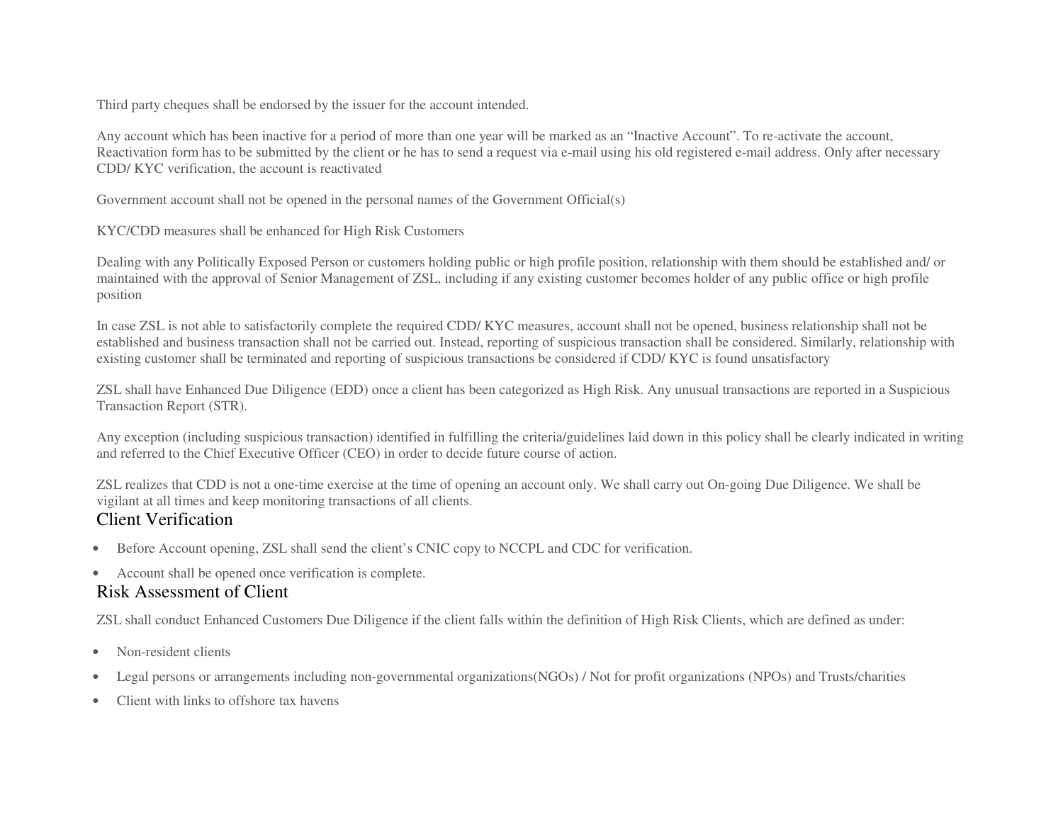Third party cheques shall be endorsed by the issuer for the account intended.

Any account which has been inactive for a period of more than one year will be marked as an "Inactive Account". To re-activate the account, Reactivation form has to be submitted by the client or he has to send a request via e-mail using his old registered e-mail address. Only after necessary CDD/ KYC verification, the account is reactivated

Government account shall not be opened in the personal names of the Government Official(s)

KYC/CDD measures shall be enhanced for High Risk Customers

Dealing with any Politically Exposed Person or customers holding public or high profile position, relationship with them should be established and/ or maintained with the approval of Senior Management of ZSL, including if any existing customer becomes holder of any public office or high profile position

In case ZSL is not able to satisfactorily complete the required CDD/ KYC measures, account shall not be opened, business relationship shall not be established and business transaction shall not be carried out. Instead, reporting of suspicious transaction shall be considered. Similarly, relationship with existing customer shall be terminated and reporting of suspicious transactions be considered if CDD/ KYC is found unsatisfactory

ZSL shall have Enhanced Due Diligence (EDD) once a client has been categorized as High Risk. Any unusual transactions are reported in a Suspicious Transaction Report (STR).

Any exception (including suspicious transaction) identified in fulfilling the criteria/guidelines laid down in this policy shall be clearly indicated in writing and referred to the Chief Executive Officer (CEO) in order to decide future course of action.

ZSL realizes that CDD is not a one-time exercise at the time of opening an account only. We shall carry out On-going Due Diligence. We shall be vigilant at all times and keep monitoring transactions of all clients.

## Client Verification

- Before Account opening, ZSL shall send the client's CNIC copy to NCCPL and CDC for verification.
- Account shall be opened once verification is complete.

## Risk Assessment of Client

ZSL shall conduct Enhanced Customers Due Diligence if the client falls within the definition of High Risk Clients, which are defined as under:

- Non-resident clients
- Legal persons or arrangements including non-governmental organizations(NGOs) / Not for profit organizations (NPOs) and Trusts/charities
- Client with links to offshore tax havens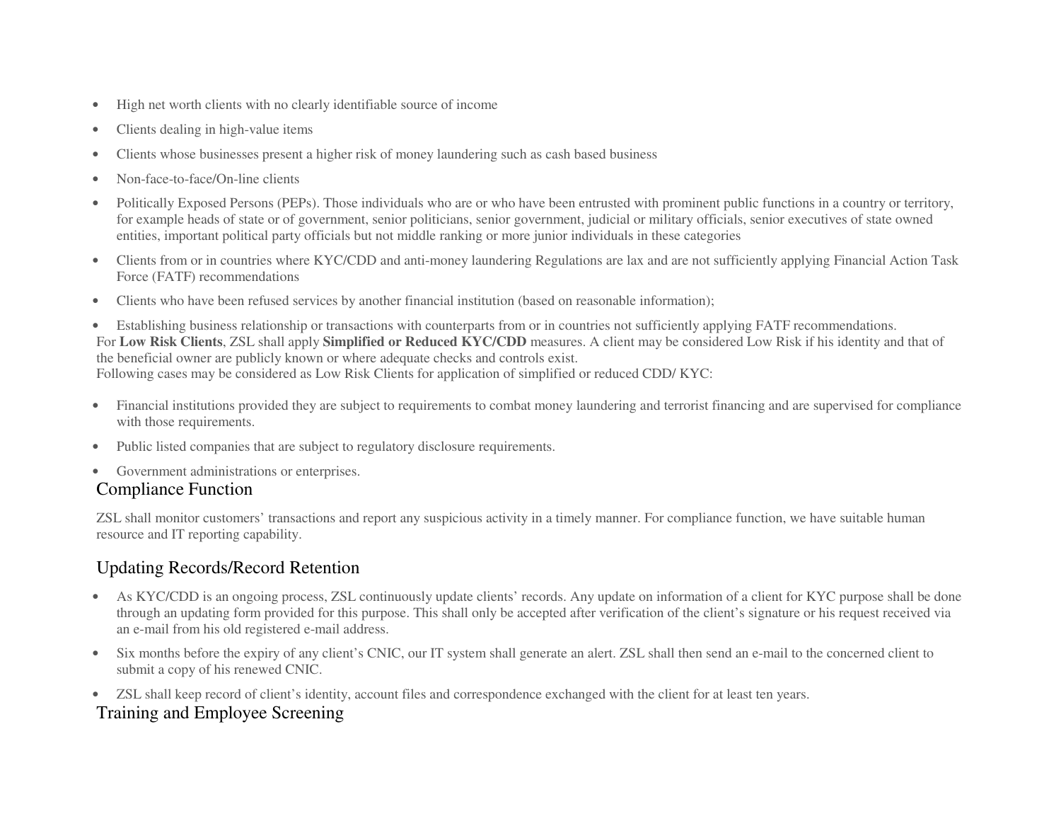- High net worth clients with no clearly identifiable source of income
- Clients dealing in high-value items
- Clients whose businesses present a higher risk of money laundering such as cash based business
- Non-face-to-face/On-line clients
- Politically Exposed Persons (PEPs). Those individuals who are or who have been entrusted with prominent public functions in a country or territory, for example heads of state or of government, senior politicians, senior government, judicial or military officials, senior executives of state owned entities, important political party officials but not middle ranking or more junior individuals in these categories
- Clients from or in countries where KYC/CDD and anti-money laundering Regulations are lax and are not sufficiently applying Financial Action Task Force (FATF) recommendations
- Clients who have been refused services by another financial institution (based on reasonable information);
- Establishing business relationship or transactions with counterparts from or in countries not sufficiently applying FATF recommendations.

For **Low Risk Clients**, ZSL shall apply **Simplified or Reduced KYC/CDD** measures. A client may be considered Low Risk if his identity and that of the beneficial owner are publicly known or where adequate checks and controls exist.
Following cases may be considered as Low Risk Clients for application of simplified or reduced CDD/ KYC:

- Financial institutions provided they are subject to requirements to combat money laundering and terrorist financing and are supervised for compliance with those requirements.
- Public listed companies that are subject to regulatory disclosure requirements.
- Government administrations or enterprises.

## Compliance Function

ZSL shall monitor customers' transactions and report any suspicious activity in a timely manner. For compliance function, we have suitable human resource and IT reporting capability.

## Updating Records/Record Retention

- As KYC/CDD is an ongoing process, ZSL continuously update clients' records. Any update on information of a client for KYC purpose shall be done through an updating form provided for this purpose. This shall only be accepted after verification of the client's signature or his request received via an e-mail from his old registered e-mail address.
- Six months before the expiry of any client's CNIC, our IT system shall generate an alert. ZSL shall then send an e-mail to the concerned client to submit a copy of his renewed CNIC.
- ZSL shall keep record of client's identity, account files and correspondence exchanged with the client for at least ten years.

## Training and Employee Screening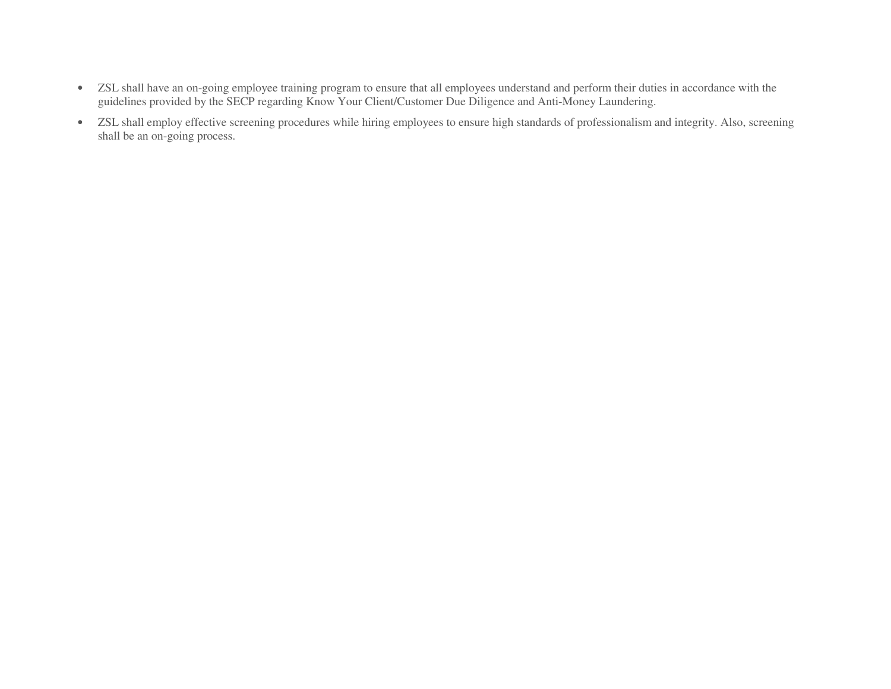- ZSL shall have an on-going employee training program to ensure that all employees understand and perform their duties in accordance with the guidelines provided by the SECP regarding Know Your Client/Customer Due Diligence and Anti-Money Laundering.
- ZSL shall employ effective screening procedures while hiring employees to ensure high standards of professionalism and integrity. Also, screening shall be an on-going process.